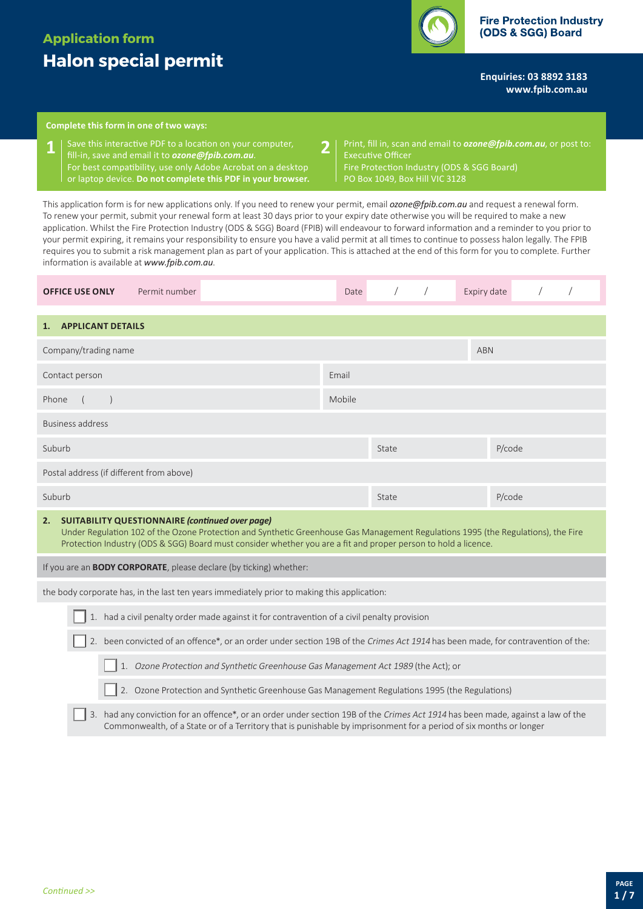# Application form

# Halon special permit

**Fire Protection Industry (ODS & SGG) Board**

**Enquiries: 03 8892 3183**
**www.fpib.com.au**

**Complete this form in one of two ways:**

1. Save this interactive PDF to a location on your computer, fill-in, save and email it to ***ozone@fpib.com.au***. For best compatibility, use only Adobe Acrobat on a desktop or laptop device. **Do not complete this PDF in your browser.**
2. Print, fill in, scan and email to ***ozone@fpib.com.au***, or post to: Executive Officer, Fire Protection Industry (ODS & SGG Board), PO Box 1049, Box Hill VIC 3128

This application form is for new applications only. If you need to renew your permit, email ***ozone@fpib.com.au*** and request a renewal form. To renew your permit, submit your renewal form at least 30 days prior to your expiry date otherwise you will be required to make a new application. Whilst the Fire Protection Industry (ODS & SGG) Board (FPIB) will endeavour to forward information and a reminder to you prior to your permit expiring, it remains your responsibility to ensure you have a valid permit at all times to continue to possess halon legally. The FPIB requires you to submit a risk management plan as part of your application. This is attached at the end of this form for you to complete. Further information is available at ***www.fpib.com.au***.

| **OFFICE USE ONLY** | Permit number | | Date | / / | Expiry date | / / |
|---|---|---|---|---|---|---|

## 1. APPLICANT DETAILS

| | | | |
|---|---|---|---|
| Company/trading name | | | ABN |
| Contact person | Email | | |
| Phone ( ) | Mobile | | |
| Business address | | | |
| Suburb | | State | P/code |
| Postal address (if different from above) | | | |
| Suburb | | State | P/code |

## 2. SUITABILITY QUESTIONNAIRE *(continued over page)*

Under Regulation 102 of the Ozone Protection and Synthetic Greenhouse Gas Management Regulations 1995 (the Regulations), the Fire Protection Industry (ODS & SGG) Board must consider whether you are a fit and proper person to hold a licence.

If you are an **BODY CORPORATE**, please declare (by ticking) whether:

the body corporate has, in the last ten years immediately prior to making this application:

- ☐ 1. had a civil penalty order made against it for contravention of a civil penalty provision
- ☐ 2. been convicted of an offence*, or an order under section 19B of the *Crimes Act 1914* has been made, for contravention of the:
  - ☐ 1. *Ozone Protection and Synthetic Greenhouse Gas Management Act 1989* (the Act); or
  - ☐ 2. Ozone Protection and Synthetic Greenhouse Gas Management Regulations 1995 (the Regulations)
- ☐ 3. had any conviction for an offence*, or an order under section 19B of the *Crimes Act 1914* has been made, against a law of the Commonwealth, of a State or of a Territory that is punishable by imprisonment for a period of six months or longer

*Continued >>*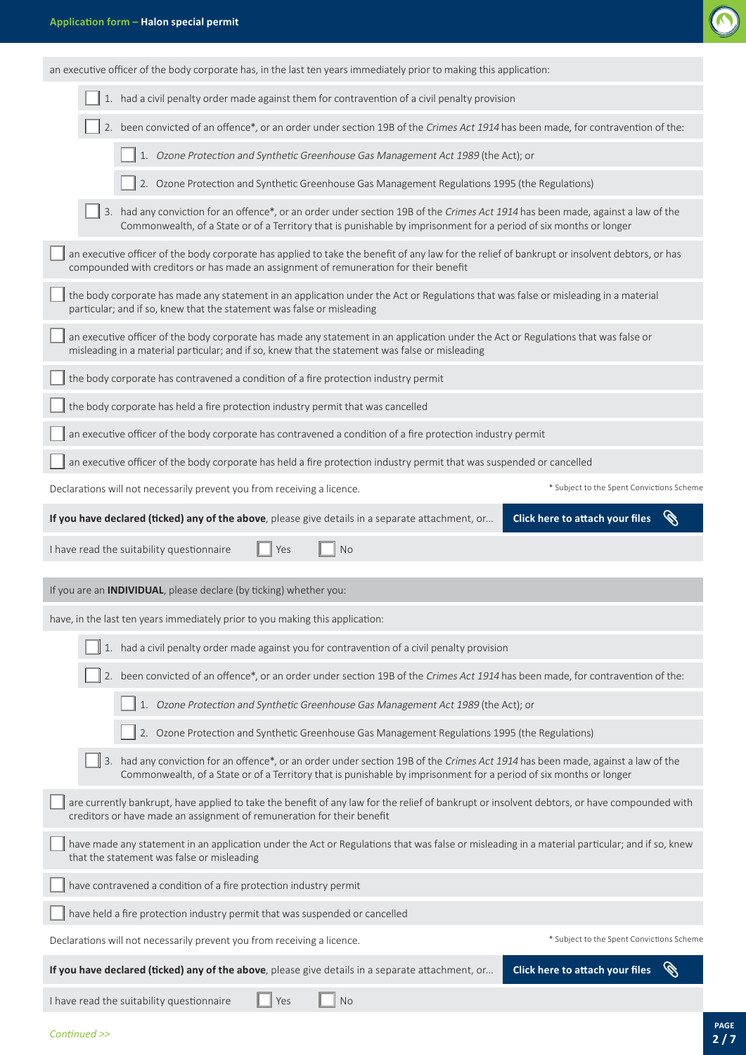an executive officer of the body corporate has, in the last ten years immediately prior to making this application:

- ☐ 1. had a civil penalty order made against them for contravention of a civil penalty provision
- ☐ 2. been convicted of an offence*, or an order under section 19B of the *Crimes Act 1914* has been made, for contravention of the:
  - ☐ 1. *Ozone Protection and Synthetic Greenhouse Gas Management Act 1989* (the Act); or
  - ☐ 2. Ozone Protection and Synthetic Greenhouse Gas Management Regulations 1995 (the Regulations)
- ☐ 3. had any conviction for an offence*, or an order under section 19B of the *Crimes Act 1914* has been made, against a law of the Commonwealth, of a State or of a Territory that is punishable by imprisonment for a period of six months or longer

☐ an executive officer of the body corporate has applied to take the benefit of any law for the relief of bankrupt or insolvent debtors, or has compounded with creditors or has made an assignment of remuneration for their benefit

☐ the body corporate has made any statement in an application under the Act or Regulations that was false or misleading in a material particular; and if so, knew that the statement was false or misleading

☐ an executive officer of the body corporate has made any statement in an application under the Act or Regulations that was false or misleading in a material particular; and if so, knew that the statement was false or misleading

☐ the body corporate has contravened a condition of a fire protection industry permit

☐ the body corporate has held a fire protection industry permit that was cancelled

☐ an executive officer of the body corporate has contravened a condition of a fire protection industry permit

☐ an executive officer of the body corporate has held a fire protection industry permit that was suspended or cancelled

Declarations will not necessarily prevent you from receiving a licence.

\* Subject to the Spent Convictions Scheme

**If you have declared (ticked) any of the above**, please give details in a separate attachment, or... **Click here to attach your files**

I have read the suitability questionnaire ☐ Yes ☐ No

If you are an **INDIVIDUAL**, please declare (by ticking) whether you:

have, in the last ten years immediately prior to you making this application:

- ☐ 1. had a civil penalty order made against you for contravention of a civil penalty provision
- ☐ 2. been convicted of an offence*, or an order under section 19B of the *Crimes Act 1914* has been made, for contravention of the:
  - ☐ 1. *Ozone Protection and Synthetic Greenhouse Gas Management Act 1989* (the Act); or
  - ☐ 2. Ozone Protection and Synthetic Greenhouse Gas Management Regulations 1995 (the Regulations)
- ☐ 3. had any conviction for an offence*, or an order under section 19B of the *Crimes Act 1914* has been made, against a law of the Commonwealth, of a State or of a Territory that is punishable by imprisonment for a period of six months or longer

☐ are currently bankrupt, have applied to take the benefit of any law for the relief of bankrupt or insolvent debtors, or have compounded with creditors or have made an assignment of remuneration for their benefit

☐ have made any statement in an application under the Act or Regulations that was false or misleading in a material particular; and if so, knew that the statement was false or misleading

☐ have contravened a condition of a fire protection industry permit

☐ have held a fire protection industry permit that was suspended or cancelled

Declarations will not necessarily prevent you from receiving a licence.

\* Subject to the Spent Convictions Scheme

**If you have declared (ticked) any of the above**, please give details in a separate attachment, or... **Click here to attach your files**

I have read the suitability questionnaire ☐ Yes ☐ No

*Continued >>*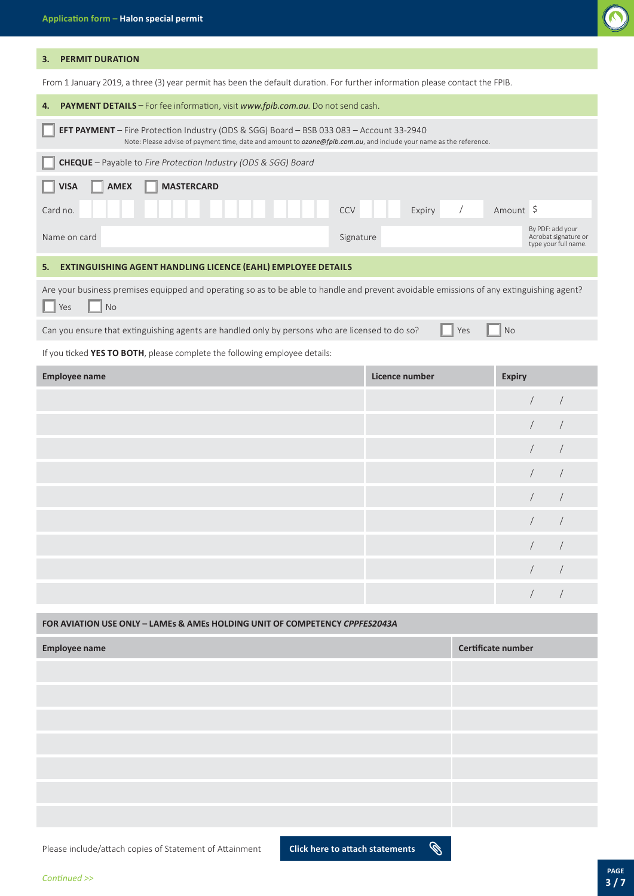## 3. PERMIT DURATION

From 1 January 2019, a three (3) year permit has been the default duration. For further information please contact the FPIB.

## 4. PAYMENT DETAILS – For fee information, visit *www.fpib.com.au*. Do not send cash.

☐ **EFT PAYMENT** – Fire Protection Industry (ODS & SGG) Board – BSB 033 083 – Account 33-2940
Note: Please advise of payment time, date and amount to ***ozone@fpib.com.au***, and include your name as the reference.

☐ **CHEQUE** – Payable to *Fire Protection Industry (ODS & SGG) Board*

☐ **VISA** ☐ **AMEX** ☐ **MASTERCARD**

Card no. ________________ CCV ______ Expiry ___ / ___ Amount $ ______

Name on card ________________ Signature ________________ By PDF: add your Acrobat signature or type your full name.

## 5. EXTINGUISHING AGENT HANDLING LICENCE (EAHL) EMPLOYEE DETAILS

Are your business premises equipped and operating so as to be able to handle and prevent avoidable emissions of any extinguishing agent?
☐ Yes ☐ No

Can you ensure that extinguishing agents are handled only by persons who are licensed to do so? ☐ Yes ☐ No

If you ticked **YES TO BOTH**, please complete the following employee details:

| Employee name | Licence number | Expiry |
|---|---|---|
| | | / / |
| | | / / |
| | | / / |
| | | / / |
| | | / / |
| | | / / |
| | | / / |
| | | / / |
| | | / / |

### FOR AVIATION USE ONLY – LAMEs & AMEs HOLDING UNIT OF COMPETENCY *CPPFES2043A*

| Employee name | Certificate number |
|---|---|
| | |
| | |
| | |
| | |
| | |
| | |
| | |

Please include/attach copies of Statement of Attainment **Click here to attach statements**

*Continued >>*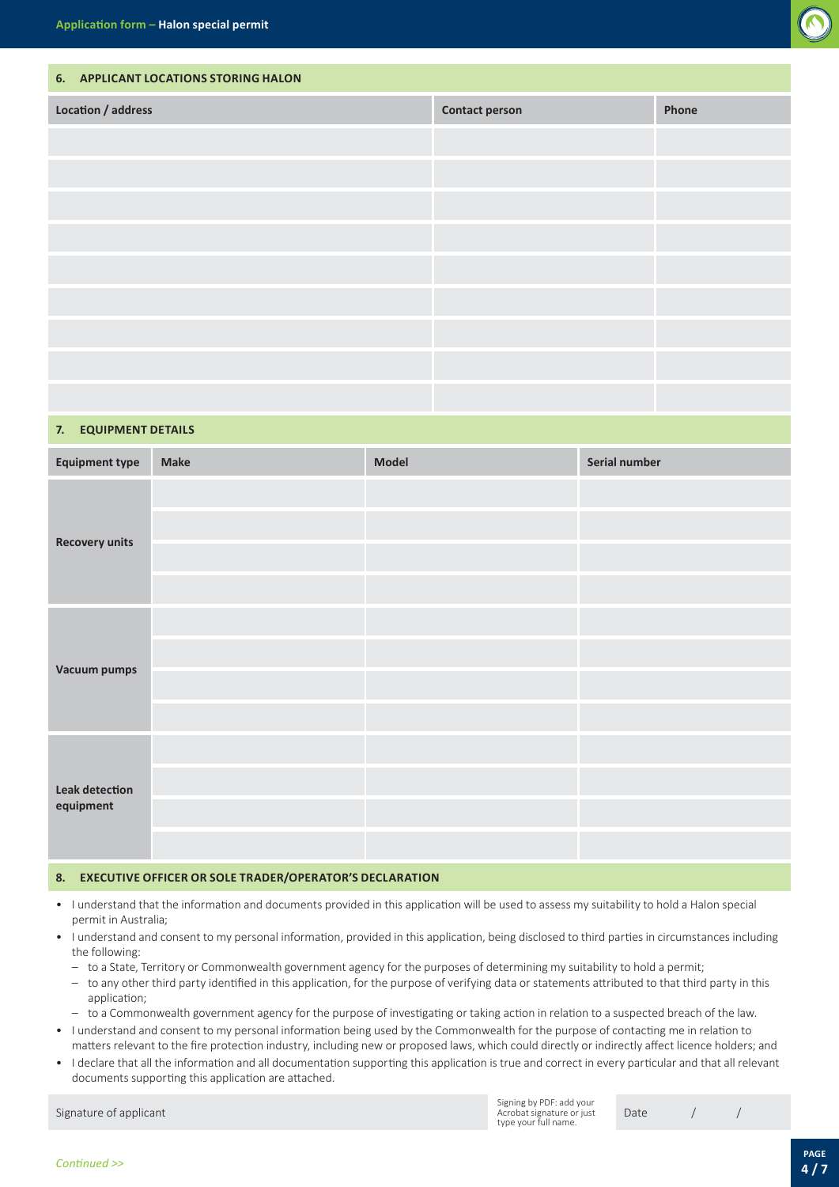## 6. APPLICANT LOCATIONS STORING HALON

| Location / address | Contact person | Phone |
|---|---|---|
| | | |
| | | |
| | | |
| | | |
| | | |
| | | |
| | | |
| | | |
| | | |

## 7. EQUIPMENT DETAILS

| Equipment type | Make | Model | Serial number |
|---|---|---|---|
| Recovery units | | | |
| | | | |
| | | | |
| | | | |
| Vacuum pumps | | | |
| | | | |
| | | | |
| | | | |
| Leak detection equipment | | | |
| | | | |
| | | | |
| | | | |

## 8. EXECUTIVE OFFICER OR SOLE TRADER/OPERATOR'S DECLARATION

- I understand that the information and documents provided in this application will be used to assess my suitability to hold a Halon special permit in Australia;
- I understand and consent to my personal information, provided in this application, being disclosed to third parties in circumstances including the following:
  - to a State, Territory or Commonwealth government agency for the purposes of determining my suitability to hold a permit;
  - to any other third party identified in this application, for the purpose of verifying data or statements attributed to that third party in this application;
  - to a Commonwealth government agency for the purpose of investigating or taking action in relation to a suspected breach of the law.
- I understand and consent to my personal information being used by the Commonwealth for the purpose of contacting me in relation to matters relevant to the fire protection industry, including new or proposed laws, which could directly or indirectly affect licence holders; and
- I declare that all the information and all documentation supporting this application is true and correct in every particular and that all relevant documents supporting this application are attached.

Signature of applicant | Signing by PDF: add your Acrobat signature or just type your full name. | Date / /

*Continued >>*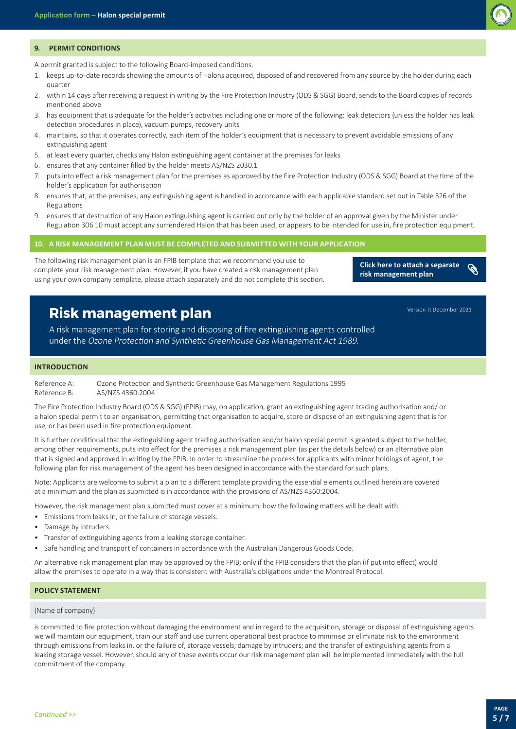## 9. PERMIT CONDITIONS

A permit granted is subject to the following Board-imposed conditions:

1. keeps up-to-date records showing the amounts of Halons acquired, disposed of and recovered from any source by the holder during each quarter
2. within 14 days after receiving a request in writing by the Fire Protection Industry (ODS & SGG) Board, sends to the Board copies of records mentioned above
3. has equipment that is adequate for the holder's activities including one or more of the following: leak detectors (unless the holder has leak detection procedures in place), vacuum pumps, recovery units
4. maintains, so that it operates correctly, each item of the holder's equipment that is necessary to prevent avoidable emissions of any extinguishing agent
5. at least every quarter, checks any Halon extinguishing agent container at the premises for leaks
6. ensures that any container filled by the holder meets AS/NZS 2030.1
7. puts into effect a risk management plan for the premises as approved by the Fire Protection Industry (ODS & SGG) Board at the time of the holder's application for authorisation
8. ensures that, at the premises, any extinguishing agent is handled in accordance with each applicable standard set out in Table 326 of the Regulations
9. ensures that destruction of any Halon extinguishing agent is carried out only by the holder of an approval given by the Minister under Regulation 306 10 must accept any surrendered Halon that has been used, or appears to be intended for use in, fire protection equipment.

## 10. A RISK MANAGEMENT PLAN MUST BE COMPLETED AND SUBMITTED WITH YOUR APPLICATION

The following risk management plan is an FPIB template that we recommend you use to complete your risk management plan. However, if you have created a risk management plan using your own company template, please attach separately and do not complete this section.

**Click here to attach a separate risk management plan**

# Risk management plan

Version 7: December 2021

A risk management plan for storing and disposing of fire extinguishing agents controlled under the *Ozone Protection and Synthetic Greenhouse Gas Management Act 1989.*

### INTRODUCTION

Reference A: Ozone Protection and Synthetic Greenhouse Gas Management Regulations 1995
Reference B: AS/NZS 4360:2004

The Fire Protection Industry Board (ODS & SGG) (FPIB) may, on application, grant an extinguishing agent trading authorisation and/ or a halon special permit to an organisation, permitting that organisation to acquire, store or dispose of an extinguishing agent that is for use, or has been used in fire protection equipment.

It is further conditional that the extinguishing agent trading authorisation and/or halon special permit is granted subject to the holder, among other requirements, puts into effect for the premises a risk management plan (as per the details below) or an alternative plan that is signed and approved in writing by the FPIB. In order to streamline the process for applicants with minor holdings of agent, the following plan for risk management of the agent has been designed in accordance with the standard for such plans.

Note: Applicants are welcome to submit a plan to a different template providing the essential elements outlined herein are covered at a minimum and the plan as submitted is in accordance with the provisions of AS/NZS 4360:2004.

However, the risk management plan submitted must cover at a minimum; how the following matters will be dealt with:

- Emissions from leaks in, or the failure of storage vessels.
- Damage by intruders.
- Transfer of extinguishing agents from a leaking storage container.
- Safe handling and transport of containers in accordance with the Australian Dangerous Goods Code.

An alternative risk management plan may be approved by the FPIB; only if the FPIB considers that the plan (if put into effect) would allow the premises to operate in a way that is consistent with Australia's obligations under the Montreal Protocol.

### POLICY STATEMENT

(Name of company)

is committed to fire protection without damaging the environment and in regard to the acquisition, storage or disposal of extinguishing agents we will maintain our equipment, train our staff and use current operational best practice to minimise or eliminate risk to the environment through emissions from leaks in, or the failure of, storage vessels; damage by intruders; and the transfer of extinguishing agents from a leaking storage vessel. However, should any of these events occur our risk management plan will be implemented immediately with the full commitment of the company.

*Continued >>*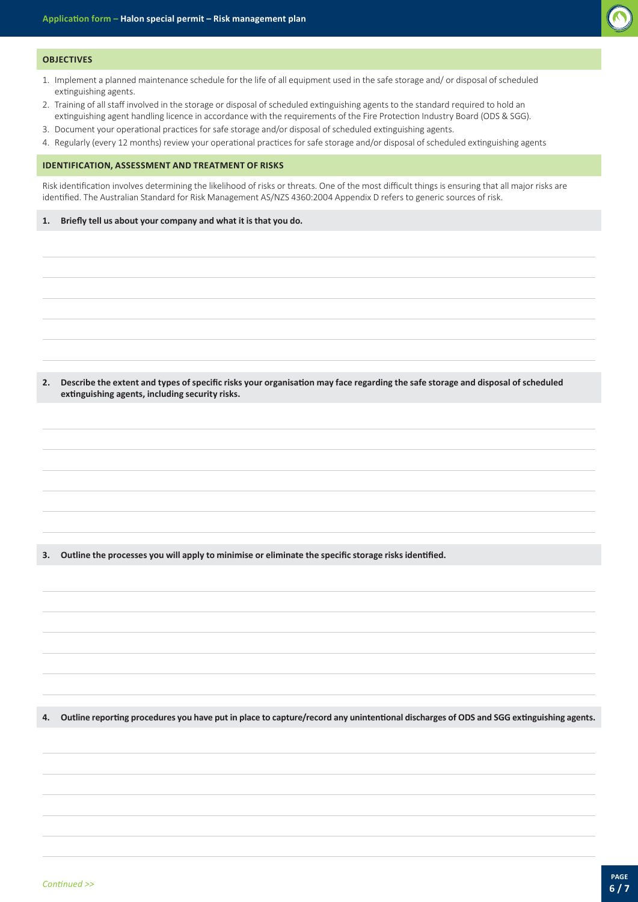## OBJECTIVES

1. Implement a planned maintenance schedule for the life of all equipment used in the safe storage and/ or disposal of scheduled extinguishing agents.
2. Training of all staff involved in the storage or disposal of scheduled extinguishing agents to the standard required to hold an extinguishing agent handling licence in accordance with the requirements of the Fire Protection Industry Board (ODS & SGG).
3. Document your operational practices for safe storage and/or disposal of scheduled extinguishing agents.
4. Regularly (every 12 months) review your operational practices for safe storage and/or disposal of scheduled extinguishing agents

## IDENTIFICATION, ASSESSMENT AND TREATMENT OF RISKS

Risk identification involves determining the likelihood of risks or threats. One of the most difficult things is ensuring that all major risks are identified. The Australian Standard for Risk Management AS/NZS 4360:2004 Appendix D refers to generic sources of risk.

**1. Briefly tell us about your company and what it is that you do.**

**2. Describe the extent and types of specific risks your organisation may face regarding the safe storage and disposal of scheduled extinguishing agents, including security risks.**

**3. Outline the processes you will apply to minimise or eliminate the specific storage risks identified.**

**4. Outline reporting procedures you have put in place to capture/record any unintentional discharges of ODS and SGG extinguishing agents.**

*Continued >>*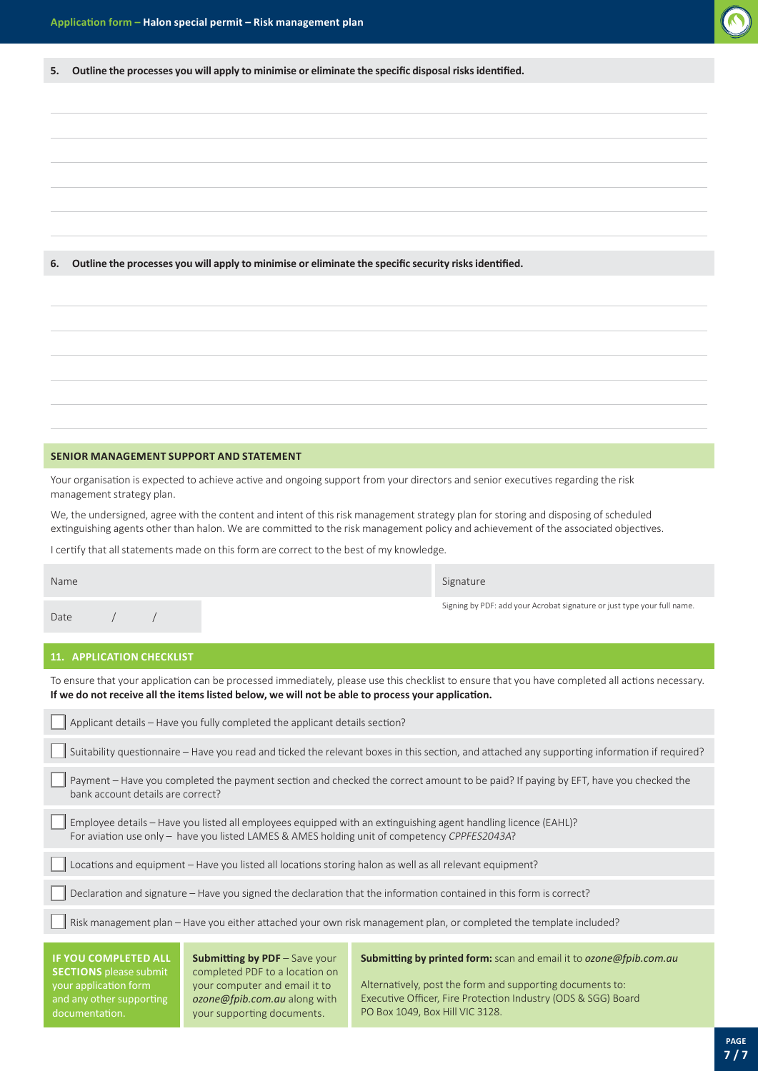5. **Outline the processes you will apply to minimise or eliminate the specific disposal risks identified.**

6. **Outline the processes you will apply to minimise or eliminate the specific security risks identified.**

## SENIOR MANAGEMENT SUPPORT AND STATEMENT

Your organisation is expected to achieve active and ongoing support from your directors and senior executives regarding the risk management strategy plan.

We, the undersigned, agree with the content and intent of this risk management strategy plan for storing and disposing of scheduled extinguishing agents other than halon. We are committed to the risk management policy and achievement of the associated objectives.

I certify that all statements made on this form are correct to the best of my knowledge.

| | |
|---|---|
| Name | Signature |
| Date / / | Signing by PDF: add your Acrobat signature or just type your full name. |

## 11. APPLICATION CHECKLIST

To ensure that your application can be processed immediately, please use this checklist to ensure that you have completed all actions necessary. **If we do not receive all the items listed below, we will not be able to process your application.**

- ☐ Applicant details – Have you fully completed the applicant details section?
- ☐ Suitability questionnaire – Have you read and ticked the relevant boxes in this section, and attached any supporting information if required?
- ☐ Payment – Have you completed the payment section and checked the correct amount to be paid? If paying by EFT, have you checked the bank account details are correct?
- ☐ Employee details – Have you listed all employees equipped with an extinguishing agent handling licence (EAHL)? For aviation use only – have you listed LAMES & AMES holding unit of competency *CPPFES2043A*?
- ☐ Locations and equipment – Have you listed all locations storing halon as well as all relevant equipment?
- ☐ Declaration and signature – Have you signed the declaration that the information contained in this form is correct?
- ☐ Risk management plan – Have you either attached your own risk management plan, or completed the template included?

**IF YOU COMPLETED ALL SECTIONS** please submit your application form and any other supporting documentation.

**Submitting by PDF** – Save your completed PDF to a location on your computer and email it to *ozone@fpib.com.au* along with your supporting documents.

**Submitting by printed form:** scan and email it to *ozone@fpib.com.au*

Alternatively, post the form and supporting documents to:
Executive Officer, Fire Protection Industry (ODS & SGG) Board
PO Box 1049, Box Hill VIC 3128.